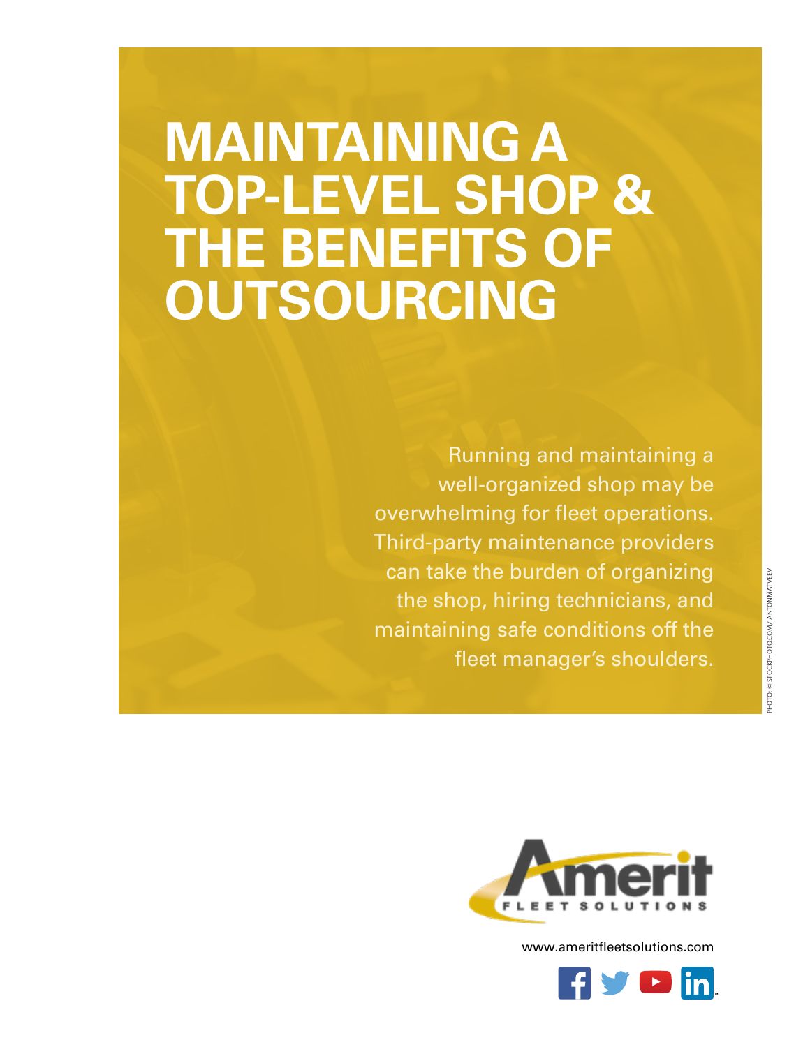# MAINTAINING A TOP-LEVEL SHOP & THE BENEFITS OF OUTSOURCING

Running and maintaining a well-organized shop may be overwhelming for fleet operations. Third-party maintenance providers can take the burden of organizing the shop, hiring technicians, and maintaining safe conditions off the fleet manager's shoulders.

PHOTO: ©ISTOCKPHOTO.COM/ ANTONMATVEEV

Amerit FLEET SOLUTIONS

www.ameritfleetsolutions.com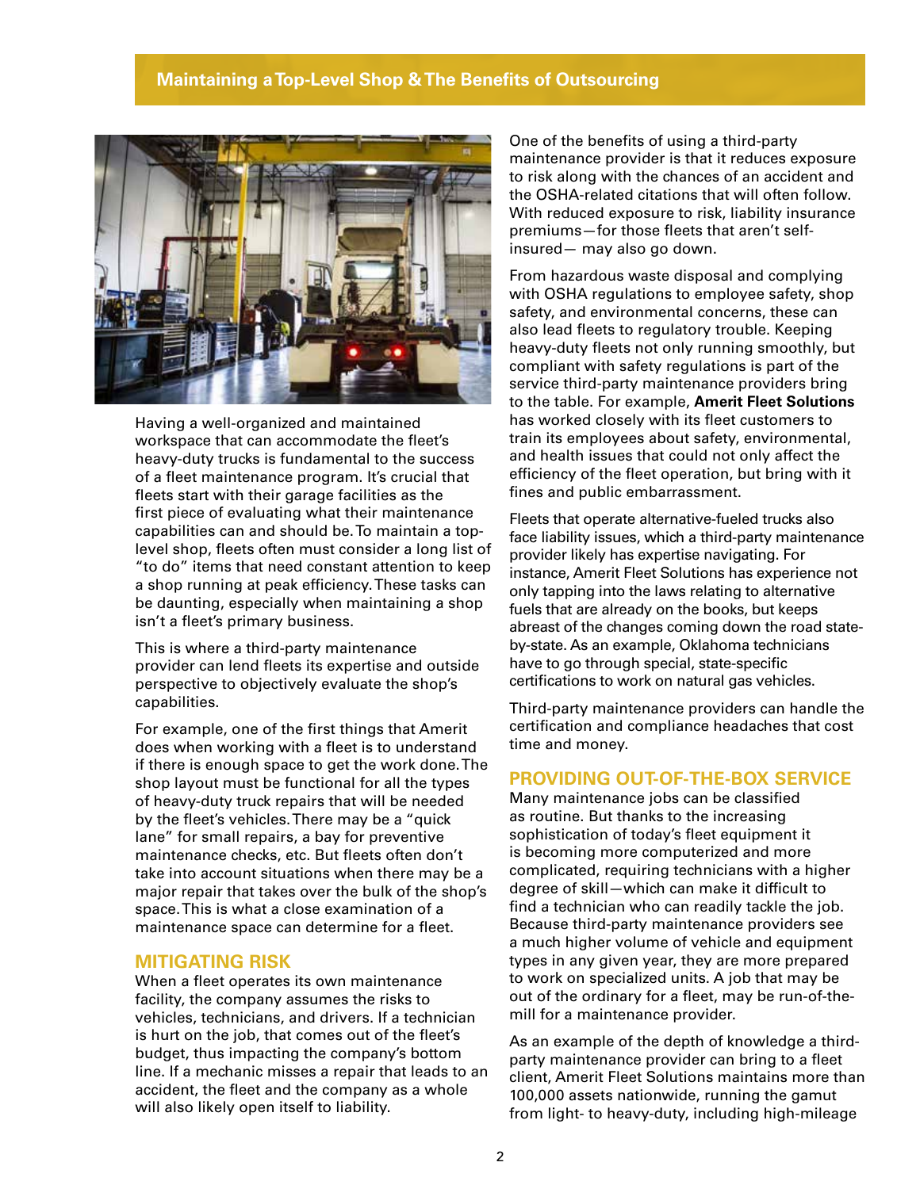## Maintaining a Top-Level Shop & The Benefits of Outsourcing

Having a well-organized and maintained workspace that can accommodate the fleet's heavy-duty trucks is fundamental to the success of a fleet maintenance program. It's crucial that fleets start with their garage facilities as the first piece of evaluating what their maintenance capabilities can and should be. To maintain a top-level shop, fleets often must consider a long list of "to do" items that need constant attention to keep a shop running at peak efficiency. These tasks can be daunting, especially when maintaining a shop isn't a fleet's primary business.

This is where a third-party maintenance provider can lend fleets its expertise and outside perspective to objectively evaluate the shop's capabilities.

For example, one of the first things that Amerit does when working with a fleet is to understand if there is enough space to get the work done. The shop layout must be functional for all the types of heavy-duty truck repairs that will be needed by the fleet's vehicles. There may be a "quick lane" for small repairs, a bay for preventive maintenance checks, etc. But fleets often don't take into account situations when there may be a major repair that takes over the bulk of the shop's space. This is what a close examination of a maintenance space can determine for a fleet.

### MITIGATING RISK

When a fleet operates its own maintenance facility, the company assumes the risks to vehicles, technicians, and drivers. If a technician is hurt on the job, that comes out of the fleet's budget, thus impacting the company's bottom line. If a mechanic misses a repair that leads to an accident, the fleet and the company as a whole will also likely open itself to liability.

One of the benefits of using a third-party maintenance provider is that it reduces exposure to risk along with the chances of an accident and the OSHA-related citations that will often follow. With reduced exposure to risk, liability insurance premiums—for those fleets that aren't self-insured— may also go down.

From hazardous waste disposal and complying with OSHA regulations to employee safety, shop safety, and environmental concerns, these can also lead fleets to regulatory trouble. Keeping heavy-duty fleets not only running smoothly, but compliant with safety regulations is part of the service third-party maintenance providers bring to the table. For example, **Amerit Fleet Solutions** has worked closely with its fleet customers to train its employees about safety, environmental, and health issues that could not only affect the efficiency of the fleet operation, but bring with it fines and public embarrassment.

Fleets that operate alternative-fueled trucks also face liability issues, which a third-party maintenance provider likely has expertise navigating. For instance, Amerit Fleet Solutions has experience not only tapping into the laws relating to alternative fuels that are already on the books, but keeps abreast of the changes coming down the road state-by-state. As an example, Oklahoma technicians have to go through special, state-specific certifications to work on natural gas vehicles.

Third-party maintenance providers can handle the certification and compliance headaches that cost time and money.

### PROVIDING OUT-OF-THE-BOX SERVICE

Many maintenance jobs can be classified as routine. But thanks to the increasing sophistication of today's fleet equipment it is becoming more computerized and more complicated, requiring technicians with a higher degree of skill—which can make it difficult to find a technician who can readily tackle the job. Because third-party maintenance providers see a much higher volume of vehicle and equipment types in any given year, they are more prepared to work on specialized units. A job that may be out of the ordinary for a fleet, may be run-of-the-mill for a maintenance provider.

As an example of the depth of knowledge a third-party maintenance provider can bring to a fleet client, Amerit Fleet Solutions maintains more than 100,000 assets nationwide, running the gamut from light- to heavy-duty, including high-mileage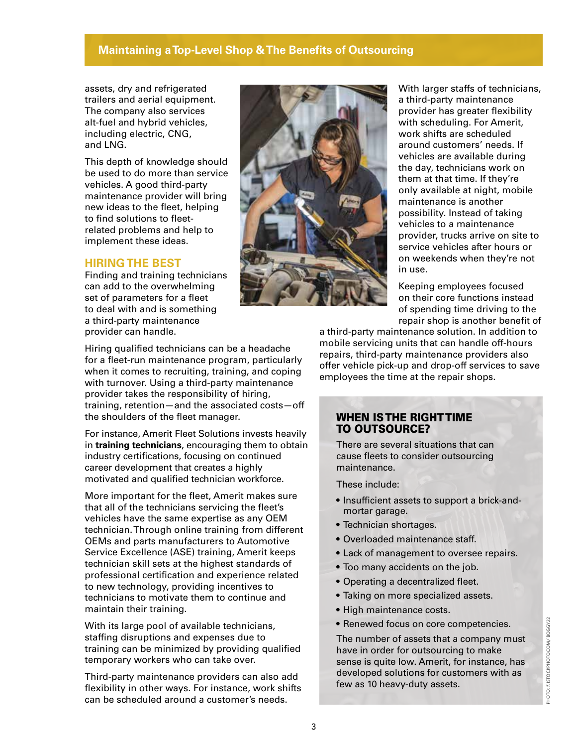assets, dry and refrigerated trailers and aerial equipment. The company also services alt-fuel and hybrid vehicles, including electric, CNG, and LNG.

This depth of knowledge should be used to do more than service vehicles. A good third-party maintenance provider will bring new ideas to the fleet, helping to find solutions to fleet-related problems and help to implement these ideas.

## HIRING THE BEST

Finding and training technicians can add to the overwhelming set of parameters for a fleet to deal with and is something a third-party maintenance provider can handle.

Hiring qualified technicians can be a headache for a fleet-run maintenance program, particularly when it comes to recruiting, training, and coping with turnover. Using a third-party maintenance provider takes the responsibility of hiring, training, retention—and the associated costs—off the shoulders of the fleet manager.

For instance, Amerit Fleet Solutions invests heavily in **training technicians**, encouraging them to obtain industry certifications, focusing on continued career development that creates a highly motivated and qualified technician workforce.

More important for the fleet, Amerit makes sure that all of the technicians servicing the fleet's vehicles have the same expertise as any OEM technician. Through online training from different OEMs and parts manufacturers to Automotive Service Excellence (ASE) training, Amerit keeps technician skill sets at the highest standards of professional certification and experience related to new technology, providing incentives to technicians to motivate them to continue and maintain their training.

With its large pool of available technicians, staffing disruptions and expenses due to training can be minimized by providing qualified temporary workers who can take over.

Third-party maintenance providers can also add flexibility in other ways. For instance, work shifts can be scheduled around a customer's needs.

With larger staffs of technicians, a third-party maintenance provider has greater flexibility with scheduling. For Amerit, work shifts are scheduled around customers' needs. If vehicles are available during the day, technicians work on them at that time. If they're only available at night, mobile maintenance is another possibility. Instead of taking vehicles to a maintenance provider, trucks arrive on site to service vehicles after hours or on weekends when they're not in use.

Keeping employees focused on their core functions instead of spending time driving to the repair shop is another benefit of a third-party maintenance solution. In addition to mobile servicing units that can handle off-hours repairs, third-party maintenance providers also offer vehicle pick-up and drop-off services to save employees the time at the repair shops.

### WHEN IS THE RIGHT TIME TO OUTSOURCE?

There are several situations that can cause fleets to consider outsourcing maintenance.

These include:

- Insufficient assets to support a brick-and-mortar garage.
- Technician shortages.
- Overloaded maintenance staff.
- Lack of management to oversee repairs.
- Too many accidents on the job.
- Operating a decentralized fleet.
- Taking on more specialized assets.
- High maintenance costs.
- Renewed focus on core competencies.

The number of assets that a company must have in order for outsourcing to make sense is quite low. Amerit, for instance, has developed solutions for customers with as few as 10 heavy-duty assets.

PHOTO: ©ISTOCKPHOTO.COM/BOGGY22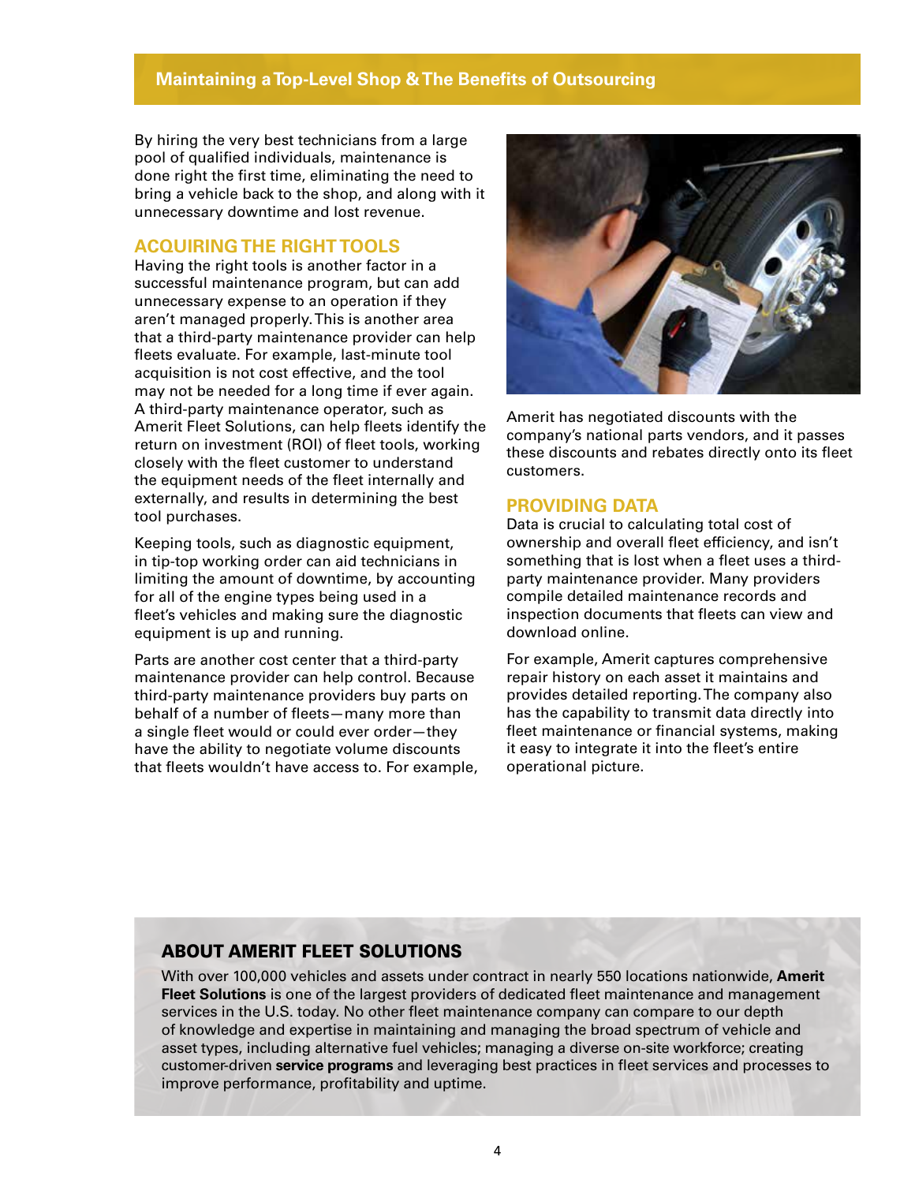## Maintaining a Top-Level Shop & The Benefits of Outsourcing

By hiring the very best technicians from a large pool of qualified individuals, maintenance is done right the first time, eliminating the need to bring a vehicle back to the shop, and along with it unnecessary downtime and lost revenue.

### ACQUIRING THE RIGHT TOOLS

Having the right tools is another factor in a successful maintenance program, but can add unnecessary expense to an operation if they aren't managed properly. This is another area that a third-party maintenance provider can help fleets evaluate. For example, last-minute tool acquisition is not cost effective, and the tool may not be needed for a long time if ever again. A third-party maintenance operator, such as Amerit Fleet Solutions, can help fleets identify the return on investment (ROI) of fleet tools, working closely with the fleet customer to understand the equipment needs of the fleet internally and externally, and results in determining the best tool purchases.

Keeping tools, such as diagnostic equipment, in tip-top working order can aid technicians in limiting the amount of downtime, by accounting for all of the engine types being used in a fleet's vehicles and making sure the diagnostic equipment is up and running.

Parts are another cost center that a third-party maintenance provider can help control. Because third-party maintenance providers buy parts on behalf of a number of fleets—many more than a single fleet would or could ever order—they have the ability to negotiate volume discounts that fleets wouldn't have access to. For example, Amerit has negotiated discounts with the company's national parts vendors, and it passes these discounts and rebates directly onto its fleet customers.

### PROVIDING DATA

Data is crucial to calculating total cost of ownership and overall fleet efficiency, and isn't something that is lost when a fleet uses a third-party maintenance provider. Many providers compile detailed maintenance records and inspection documents that fleets can view and download online.

For example, Amerit captures comprehensive repair history on each asset it maintains and provides detailed reporting. The company also has the capability to transmit data directly into fleet maintenance or financial systems, making it easy to integrate it into the fleet's entire operational picture.

### ABOUT AMERIT FLEET SOLUTIONS

With over 100,000 vehicles and assets under contract in nearly 550 locations nationwide, **Amerit Fleet Solutions** is one of the largest providers of dedicated fleet maintenance and management services in the U.S. today. No other fleet maintenance company can compare to our depth of knowledge and expertise in maintaining and managing the broad spectrum of vehicle and asset types, including alternative fuel vehicles; managing a diverse on-site workforce; creating customer-driven **service programs** and leveraging best practices in fleet services and processes to improve performance, profitability and uptime.